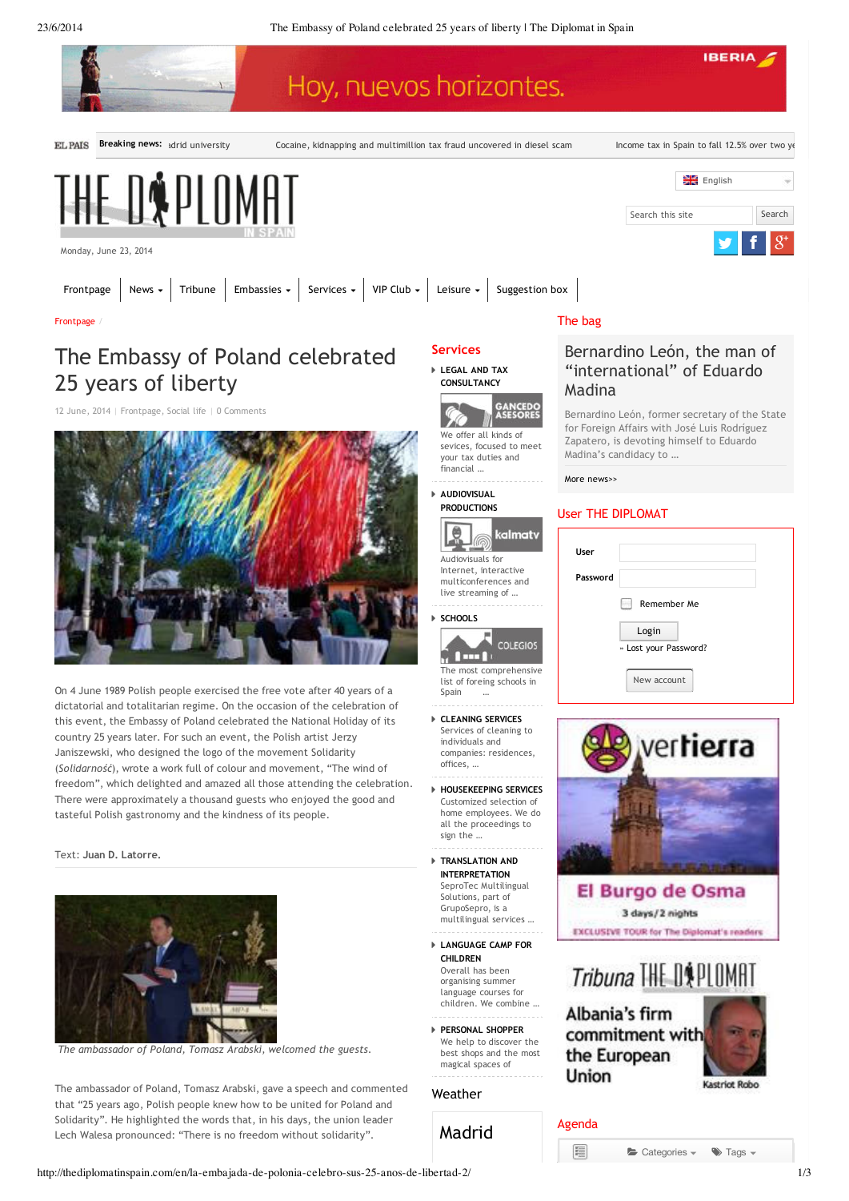Hoy, nuevos horizontes. IBERIA

EL PAÍS **Breaking news:** adrid university | Cocaine, kidnapping and multimillion tax fraud uncovered in diesel scam | Income tax in Spain to fall 12.5% over two ye

THE DIPLOMAT IN SPAIN

Monday, June 23, 2014

English

Search this site | Search

Frontpage | News | Tribune | Embassies | Services | VIP Club | Leisure | Suggestion box

Frontpage /

# The Embassy of Poland celebrated 25 years of liberty

12 June, 2014 | Frontpage, Social life | 0 Comments

On 4 June 1989 Polish people exercised the free vote after 40 years of a dictatorial and totalitarian regime. On the occasion of the celebration of this event, the Embassy of Poland celebrated the National Holiday of its country 25 years later. For such an event, the Polish artist Jerzy Janiszewski, who designed the logo of the movement Solidarity (*Solidarność*), wrote a work full of colour and movement, "The wind of freedom", which delighted and amazed all those attending the celebration. There were approximately a thousand guests who enjoyed the good and tasteful Polish gastronomy and the kindness of its people.

Text: **Juan D. Latorre.**

*The ambassador of Poland, Tomasz Arabski, welcomed the guests.*

The ambassador of Poland, Tomasz Arabski, gave a speech and commented that "25 years ago, Polish people knew how to be united for Poland and Solidarity". He highlighted the words that, in his days, the union leader Lech Walesa pronounced: "There is no freedom without solidarity".

## Services

- **LEGAL AND TAX CONSULTANCY**
  GANCEDO ASESORES
  We offer all kinds of sevices, focused to meet your tax duties and financial ...
- **AUDIOVISUAL PRODUCTIONS**
  kalmatv
  Audiovisuals for Internet, interactive multiconferences and live streaming of ...
- **SCHOOLS**
  COLEGIOS
  The most comprehensive list of foreing schools in Spain ...
- **CLEANING SERVICES**
  Services of cleaning to individuals and companies: residences, offices, ...
- **HOUSEKEEPING SERVICES**
  Customized selection of home employees. We do all the proceedings to sign the ...
- **TRANSLATION AND INTERPRETATION**
  SeproTec Multilingual Solutions, part of GrupoSepro, is a multilingual services ...
- **LANGUAGE CAMP FOR CHILDREN**
  Overall has been organising summer language courses for children. We combine ...
- **PERSONAL SHOPPER**
  We help to discover the best shops and the most magical spaces of

## Weather

Madrid

## The bag

### Bernardino León, the man of "international" of Eduardo Madina

Bernardino León, former secretary of the State for Foreign Affairs with José Luis Rodríguez Zapatero, is devoting himself to Eduardo Madina's candidacy to ...

More news>>

## User THE DIPLOMAT

User

Password

Remember Me

Login

» Lost your Password?

New account

vertierra

El Burgo de Osma

3 days/2 nights

EXCLUSIVE TOUR for The Diplomat's readers

Tribuna THE DIPLOMAT

Albania's firm commitment with the European Union

Kastriot Robo

## Agenda

Categories | Tags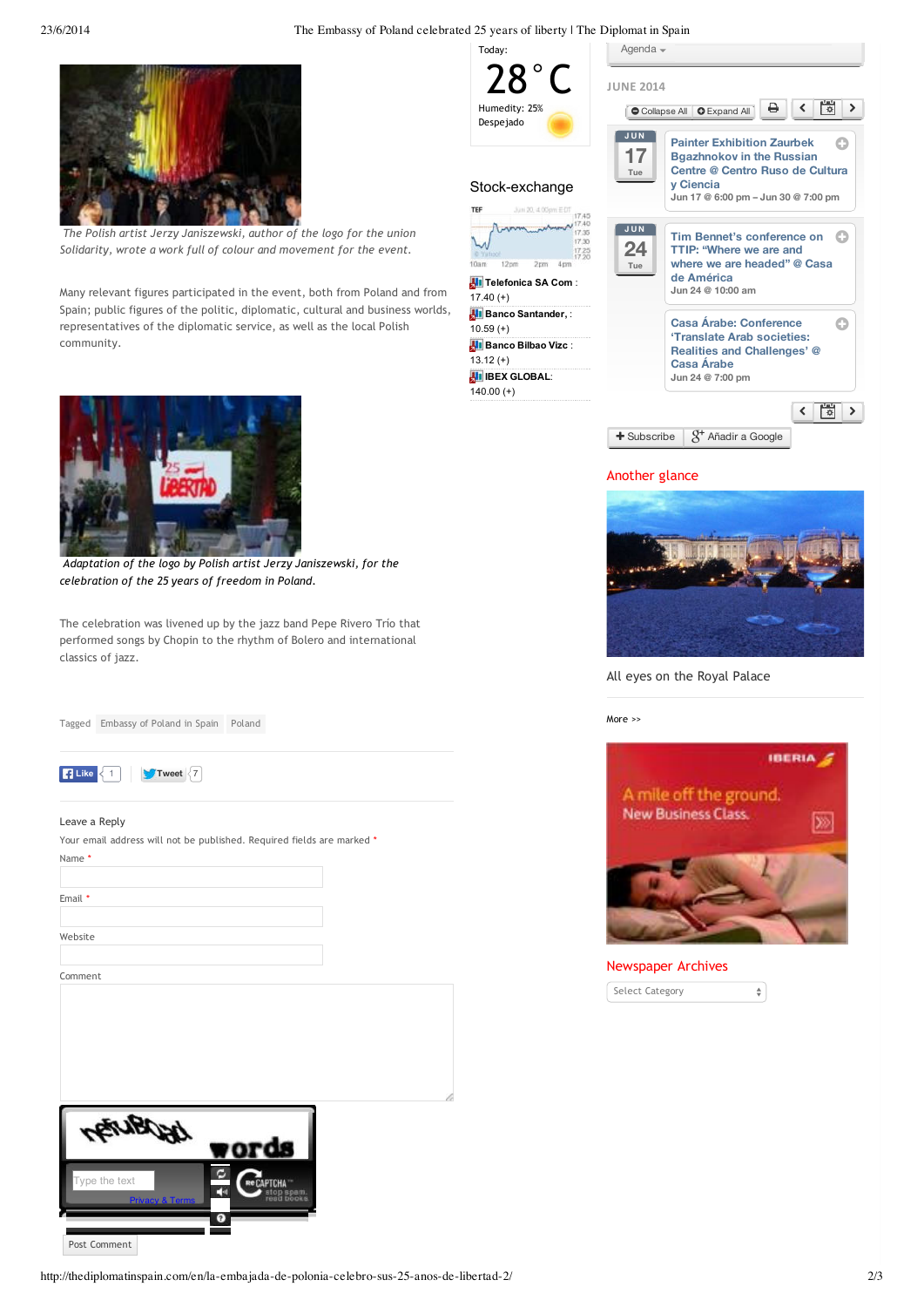*The Polish artist Jerzy Janiszewski, author of the logo for the union Solidarity, wrote a work full of colour and movement for the event.*

Many relevant figures participated in the event, both from Poland and from Spain; public figures of the politic, diplomatic, cultural and business worlds, representatives of the diplomatic service, as well as the local Polish community.

*Adaptation of the logo by Polish artist Jerzy Janiszewski, for the celebration of the 25 years of freedom in Poland.*

The celebration was livened up by the jazz band Pepe Rivero Trio that performed songs by Chopin to the rhythm of Bolero and international classics of jazz.

Tagged Embassy of Poland in Spain Poland

Like 1 Tweet 7

Leave a Reply

Your email address will not be published. Required fields are marked *

Name *

Email *

Website

Comment

Type the text
Privacy & Terms

Post Comment

Today:
28 ° C
Humedity: 25%
Despejado

## Stock-exchange

Telefonica SA Com : 17.40 (+)
Banco Santander, : 10.59 (+)
Banco Bilbao Vizc : 13.12 (+)
IBEX GLOBAL: 140.00 (+)

Agenda

JUNE 2014

Collapse All Expand All

JUN 17 Tue
**Painter Exhibition Zaurbek Bgazhnokov in the Russian Centre @ Centro Ruso de Cultura y Ciencia**
Jun 17 @ 6:00 pm – Jun 30 @ 7:00 pm

JUN 24 Tue
**Tim Bennet's conference on TTIP: "Where we are and where we are headed" @ Casa de América**
Jun 24 @ 10:00 am

**Casa Árabe: Conference 'Translate Arab societies: Realities and Challenges' @ Casa Árabe**
Jun 24 @ 7:00 pm

Subscribe Añadir a Google

## Another glance

All eyes on the Royal Palace

More >>

IBERIA
A mile off the ground.
New Business Class.

## Newspaper Archives

Select Category